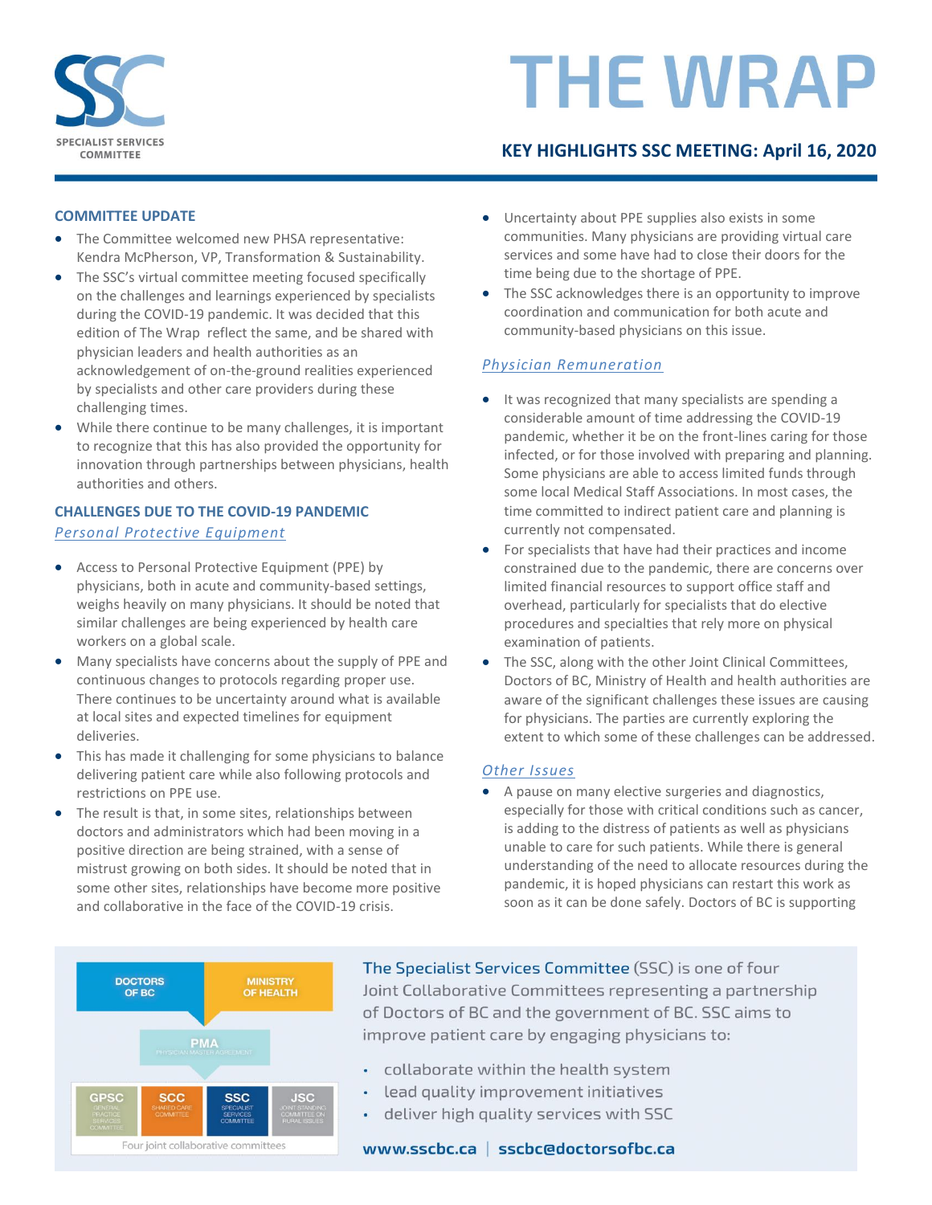# THE WRAP

## KEY HIGHLIGHTS SSC MEETING: April 16, 2020

SPECIALIST SERVICES COMMITTEE

### COMMITTEE UPDATE

- The Committee welcomed new PHSA representative: Kendra McPherson, VP, Transformation & Sustainability.
- The SSC's virtual committee meeting focused specifically on the challenges and learnings experienced by specialists during the COVID-19 pandemic. It was decided that this edition of The Wrap reflect the same, and be shared with physician leaders and health authorities as an acknowledgement of on-the-ground realities experienced by specialists and other care providers during these challenging times.
- While there continue to be many challenges, it is important to recognize that this has also provided the opportunity for innovation through partnerships between physicians, health authorities and others.

### CHALLENGES DUE TO THE COVID-19 PANDEMIC

#### *Personal Protective Equipment*

- Access to Personal Protective Equipment (PPE) by physicians, both in acute and community-based settings, weighs heavily on many physicians. It should be noted that similar challenges are being experienced by health care workers on a global scale.
- Many specialists have concerns about the supply of PPE and continuous changes to protocols regarding proper use. There continues to be uncertainty around what is available at local sites and expected timelines for equipment deliveries.
- This has made it challenging for some physicians to balance delivering patient care while also following protocols and restrictions on PPE use.
- The result is that, in some sites, relationships between doctors and administrators which had been moving in a positive direction are being strained, with a sense of mistrust growing on both sides. It should be noted that in some other sites, relationships have become more positive and collaborative in the face of the COVID-19 crisis.
- Uncertainty about PPE supplies also exists in some communities. Many physicians are providing virtual care services and some have had to close their doors for the time being due to the shortage of PPE.
- The SSC acknowledges there is an opportunity to improve coordination and communication for both acute and community-based physicians on this issue.

#### *Physician Remuneration*

- It was recognized that many specialists are spending a considerable amount of time addressing the COVID-19 pandemic, whether it be on the front-lines caring for those infected, or for those involved with preparing and planning. Some physicians are able to access limited funds through some local Medical Staff Associations. In most cases, the time committed to indirect patient care and planning is currently not compensated.
- For specialists that have had their practices and income constrained due to the pandemic, there are concerns over limited financial resources to support office staff and overhead, particularly for specialists that do elective procedures and specialties that rely more on physical examination of patients.
- The SSC, along with the other Joint Clinical Committees, Doctors of BC, Ministry of Health and health authorities are aware of the significant challenges these issues are causing for physicians. The parties are currently exploring the extent to which some of these challenges can be addressed.

#### *Other Issues*

- A pause on many elective surgeries and diagnostics, especially for those with critical conditions such as cancer, is adding to the distress of patients as well as physicians unable to care for such patients. While there is general understanding of the need to allocate resources during the pandemic, it is hoped physicians can restart this work as soon as it can be done safely. Doctors of BC is supporting

---

DOCTORS OF BC | MINISTRY OF HEALTH

PMA (PHYSICIAN MASTER AGREEMENT)

GPSC (GENERAL PRACTICE SERVICES COMMITTEE) | SCC (SHARED CARE COMMITTEE) | SSC (SPECIALIST SERVICES COMMITTEE) | JSC (JOINT STANDING COMMITTEE ON RURAL ISSUES)

Four joint collaborative committees

**The Specialist Services Committee** (SSC) is one of four Joint Collaborative Committees representing a partnership of Doctors of BC and the government of BC. SSC aims to improve patient care by engaging physicians to:

- collaborate within the health system
- lead quality improvement initiatives
- deliver high quality services with SSC

**www.sscbc.ca | sscbc@doctorsofbc.ca**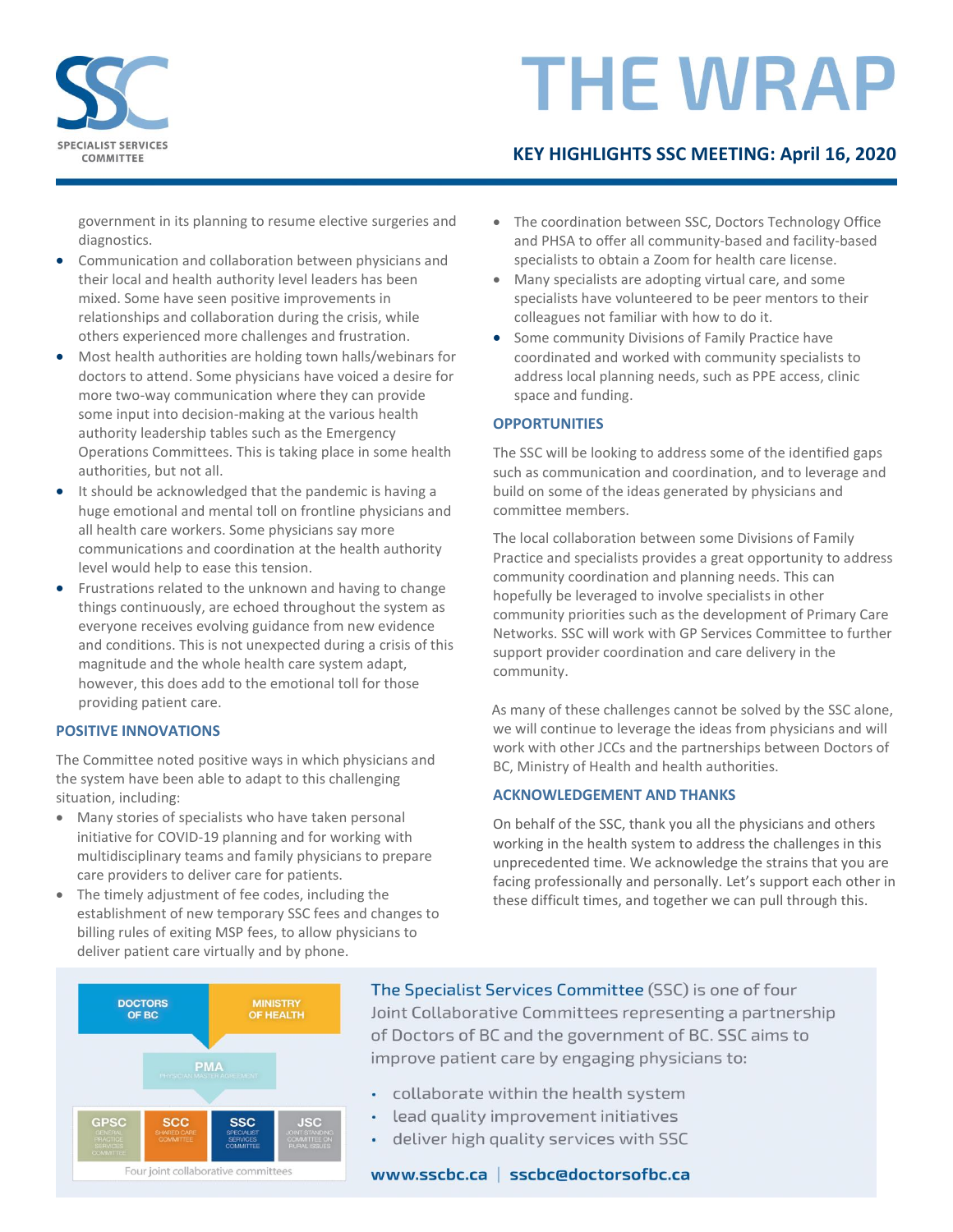government in its planning to resume elective surgeries and diagnostics.

- Communication and collaboration between physicians and their local and health authority level leaders has been mixed. Some have seen positive improvements in relationships and collaboration during the crisis, while others experienced more challenges and frustration.
- Most health authorities are holding town halls/webinars for doctors to attend. Some physicians have voiced a desire for more two-way communication where they can provide some input into decision-making at the various health authority leadership tables such as the Emergency Operations Committees. This is taking place in some health authorities, but not all.
- It should be acknowledged that the pandemic is having a huge emotional and mental toll on frontline physicians and all health care workers. Some physicians say more communications and coordination at the health authority level would help to ease this tension.
- Frustrations related to the unknown and having to change things continuously, are echoed throughout the system as everyone receives evolving guidance from new evidence and conditions. This is not unexpected during a crisis of this magnitude and the whole health care system adapt, however, this does add to the emotional toll for those providing patient care.

### POSITIVE INNOVATIONS

The Committee noted positive ways in which physicians and the system have been able to adapt to this challenging situation, including:

- Many stories of specialists who have taken personal initiative for COVID-19 planning and for working with multidisciplinary teams and family physicians to prepare care providers to deliver care for patients.
- The timely adjustment of fee codes, including the establishment of new temporary SSC fees and changes to billing rules of exiting MSP fees, to allow physicians to deliver patient care virtually and by phone.
- The coordination between SSC, Doctors Technology Office and PHSA to offer all community-based and facility-based specialists to obtain a Zoom for health care license.
- Many specialists are adopting virtual care, and some specialists have volunteered to be peer mentors to their colleagues not familiar with how to do it.
- Some community Divisions of Family Practice have coordinated and worked with community specialists to address local planning needs, such as PPE access, clinic space and funding.

### OPPORTUNITIES

The SSC will be looking to address some of the identified gaps such as communication and coordination, and to leverage and build on some of the ideas generated by physicians and committee members.

The local collaboration between some Divisions of Family Practice and specialists provides a great opportunity to address community coordination and planning needs. This can hopefully be leveraged to involve specialists in other community priorities such as the development of Primary Care Networks. SSC will work with GP Services Committee to further support provider coordination and care delivery in the community.

As many of these challenges cannot be solved by the SSC alone, we will continue to leverage the ideas from physicians and will work with other JCCs and the partnerships between Doctors of BC, Ministry of Health and health authorities.

### ACKNOWLEDGEMENT AND THANKS

On behalf of the SSC, thank you all the physicians and others working in the health system to address the challenges in this unprecedented time. We acknowledge the strains that you are facing professionally and personally. Let's support each other in these difficult times, and together we can pull through this.

DOCTORS OF BC
MINISTRY OF HEALTH
PMA
PHYSICIAN MASTER AGREEMENT
GPSC
GENERAL PRACTICE SERVICES COMMITTEE
SCC
SHARED CARE COMMITTEE
SSC
SPECIALIST SERVICES COMMITTEE
JSC
JOINT STANDING COMMITTEE ON RURAL ISSUES
Four joint collaborative committees

The Specialist Services Committee (SSC) is one of four Joint Collaborative Committees representing a partnership of Doctors of BC and the government of BC. SSC aims to improve patient care by engaging physicians to:

- collaborate within the health system
- lead quality improvement initiatives
- deliver high quality services with SSC

www.sscbc.ca | sscbc@doctorsofbc.ca